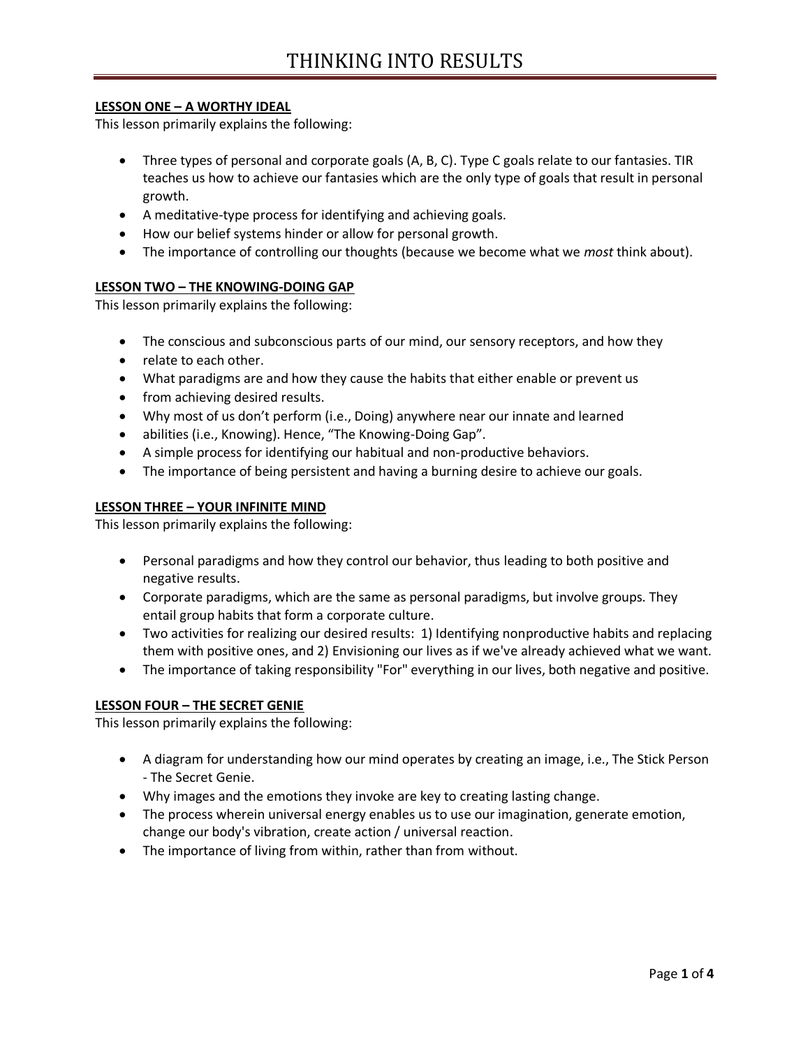# THINKING INTO RESULTS

## LESSON ONE – A WORTHY IDEAL

This lesson primarily explains the following:

- Three types of personal and corporate goals (A, B, C). Type C goals relate to our fantasies. TIR teaches us how to achieve our fantasies which are the only type of goals that result in personal growth.
- A meditative-type process for identifying and achieving goals.
- How our belief systems hinder or allow for personal growth.
- The importance of controlling our thoughts (because we become what we *most* think about).

## LESSON TWO – THE KNOWING-DOING GAP

This lesson primarily explains the following:

- The conscious and subconscious parts of our mind, our sensory receptors, and how they
- relate to each other.
- What paradigms are and how they cause the habits that either enable or prevent us
- from achieving desired results.
- Why most of us don't perform (i.e., Doing) anywhere near our innate and learned
- abilities (i.e., Knowing). Hence, "The Knowing-Doing Gap".
- A simple process for identifying our habitual and non-productive behaviors.
- The importance of being persistent and having a burning desire to achieve our goals.

## LESSON THREE – YOUR INFINITE MIND

This lesson primarily explains the following:

- Personal paradigms and how they control our behavior, thus leading to both positive and negative results.
- Corporate paradigms, which are the same as personal paradigms, but involve groups. They entail group habits that form a corporate culture.
- Two activities for realizing our desired results: 1) Identifying nonproductive habits and replacing them with positive ones, and 2) Envisioning our lives as if we've already achieved what we want.
- The importance of taking responsibility "For" everything in our lives, both negative and positive.

## LESSON FOUR – THE SECRET GENIE

This lesson primarily explains the following:

- A diagram for understanding how our mind operates by creating an image, i.e., The Stick Person - The Secret Genie.
- Why images and the emotions they invoke are key to creating lasting change.
- The process wherein universal energy enables us to use our imagination, generate emotion, change our body's vibration, create action / universal reaction.
- The importance of living from within, rather than from without.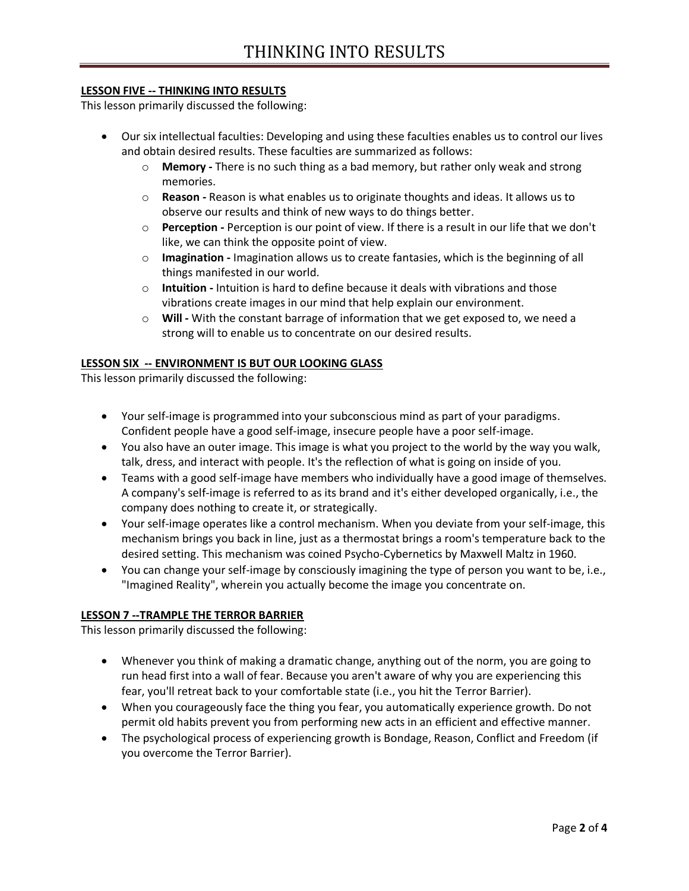## LESSON FIVE -- THINKING INTO RESULTS

This lesson primarily discussed the following:

- Our six intellectual faculties: Developing and using these faculties enables us to control our lives and obtain desired results. These faculties are summarized as follows:
  - **Memory -** There is no such thing as a bad memory, but rather only weak and strong memories.
  - **Reason -** Reason is what enables us to originate thoughts and ideas. It allows us to observe our results and think of new ways to do things better.
  - **Perception -** Perception is our point of view. If there is a result in our life that we don't like, we can think the opposite point of view.
  - **Imagination -** Imagination allows us to create fantasies, which is the beginning of all things manifested in our world.
  - **Intuition -** Intuition is hard to define because it deals with vibrations and those vibrations create images in our mind that help explain our environment.
  - **Will -** With the constant barrage of information that we get exposed to, we need a strong will to enable us to concentrate on our desired results.

## LESSON SIX -- ENVIRONMENT IS BUT OUR LOOKING GLASS

This lesson primarily discussed the following:

- Your self-image is programmed into your subconscious mind as part of your paradigms. Confident people have a good self-image, insecure people have a poor self-image.
- You also have an outer image. This image is what you project to the world by the way you walk, talk, dress, and interact with people. It's the reflection of what is going on inside of you.
- Teams with a good self-image have members who individually have a good image of themselves. A company's self-image is referred to as its brand and it's either developed organically, i.e., the company does nothing to create it, or strategically.
- Your self-image operates like a control mechanism. When you deviate from your self-image, this mechanism brings you back in line, just as a thermostat brings a room's temperature back to the desired setting. This mechanism was coined Psycho-Cybernetics by Maxwell Maltz in 1960.
- You can change your self-image by consciously imagining the type of person you want to be, i.e., "Imagined Reality", wherein you actually become the image you concentrate on.

## LESSON 7 --TRAMPLE THE TERROR BARRIER

This lesson primarily discussed the following:

- Whenever you think of making a dramatic change, anything out of the norm, you are going to run head first into a wall of fear. Because you aren't aware of why you are experiencing this fear, you'll retreat back to your comfortable state (i.e., you hit the Terror Barrier).
- When you courageously face the thing you fear, you automatically experience growth. Do not permit old habits prevent you from performing new acts in an efficient and effective manner.
- The psychological process of experiencing growth is Bondage, Reason, Conflict and Freedom (if you overcome the Terror Barrier).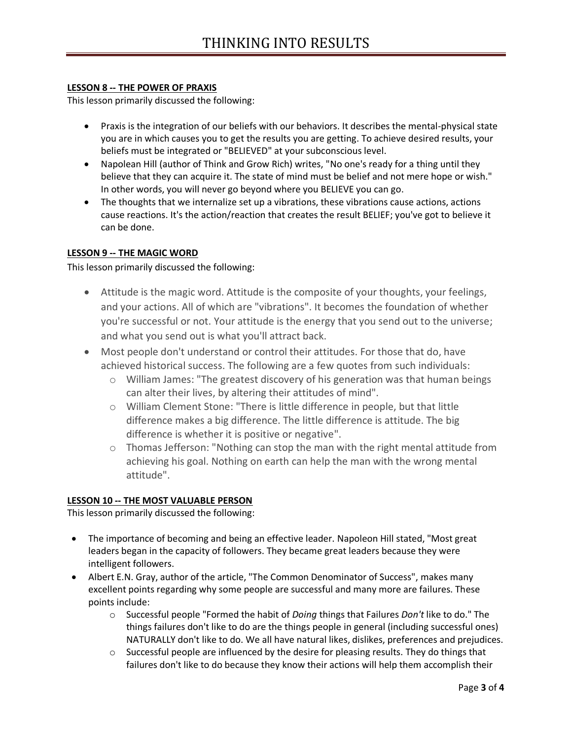**LESSON 8 -- THE POWER OF PRAXIS**

This lesson primarily discussed the following:

- Praxis is the integration of our beliefs with our behaviors. It describes the mental-physical state you are in which causes you to get the results you are getting. To achieve desired results, your beliefs must be integrated or "BELIEVED" at your subconscious level.
- Napolean Hill (author of Think and Grow Rich) writes, "No one's ready for a thing until they believe that they can acquire it. The state of mind must be belief and not mere hope or wish." In other words, you will never go beyond where you BELIEVE you can go.
- The thoughts that we internalize set up a vibrations, these vibrations cause actions, actions cause reactions. It's the action/reaction that creates the result BELIEF; you've got to believe it can be done.

**LESSON 9 -- THE MAGIC WORD**

This lesson primarily discussed the following:

- Attitude is the magic word. Attitude is the composite of your thoughts, your feelings, and your actions. All of which are "vibrations". It becomes the foundation of whether you're successful or not. Your attitude is the energy that you send out to the universe; and what you send out is what you'll attract back.
- Most people don't understand or control their attitudes. For those that do, have achieved historical success. The following are a few quotes from such individuals:
    - William James: "The greatest discovery of his generation was that human beings can alter their lives, by altering their attitudes of mind".
    - William Clement Stone: "There is little difference in people, but that little difference makes a big difference. The little difference is attitude. The big difference is whether it is positive or negative".
    - Thomas Jefferson: "Nothing can stop the man with the right mental attitude from achieving his goal. Nothing on earth can help the man with the wrong mental attitude".

**LESSON 10 -- THE MOST VALUABLE PERSON**

This lesson primarily discussed the following:

- The importance of becoming and being an effective leader. Napoleon Hill stated, "Most great leaders began in the capacity of followers. They became great leaders because they were intelligent followers.
- Albert E.N. Gray, author of the article, "The Common Denominator of Success", makes many excellent points regarding why some people are successful and many more are failures. These points include:
    - Successful people "Formed the habit of *Doing* things that Failures *Don't* like to do." The things failures don't like to do are the things people in general (including successful ones) NATURALLY don't like to do. We all have natural likes, dislikes, preferences and prejudices.
    - Successful people are influenced by the desire for pleasing results. They do things that failures don't like to do because they know their actions will help them accomplish their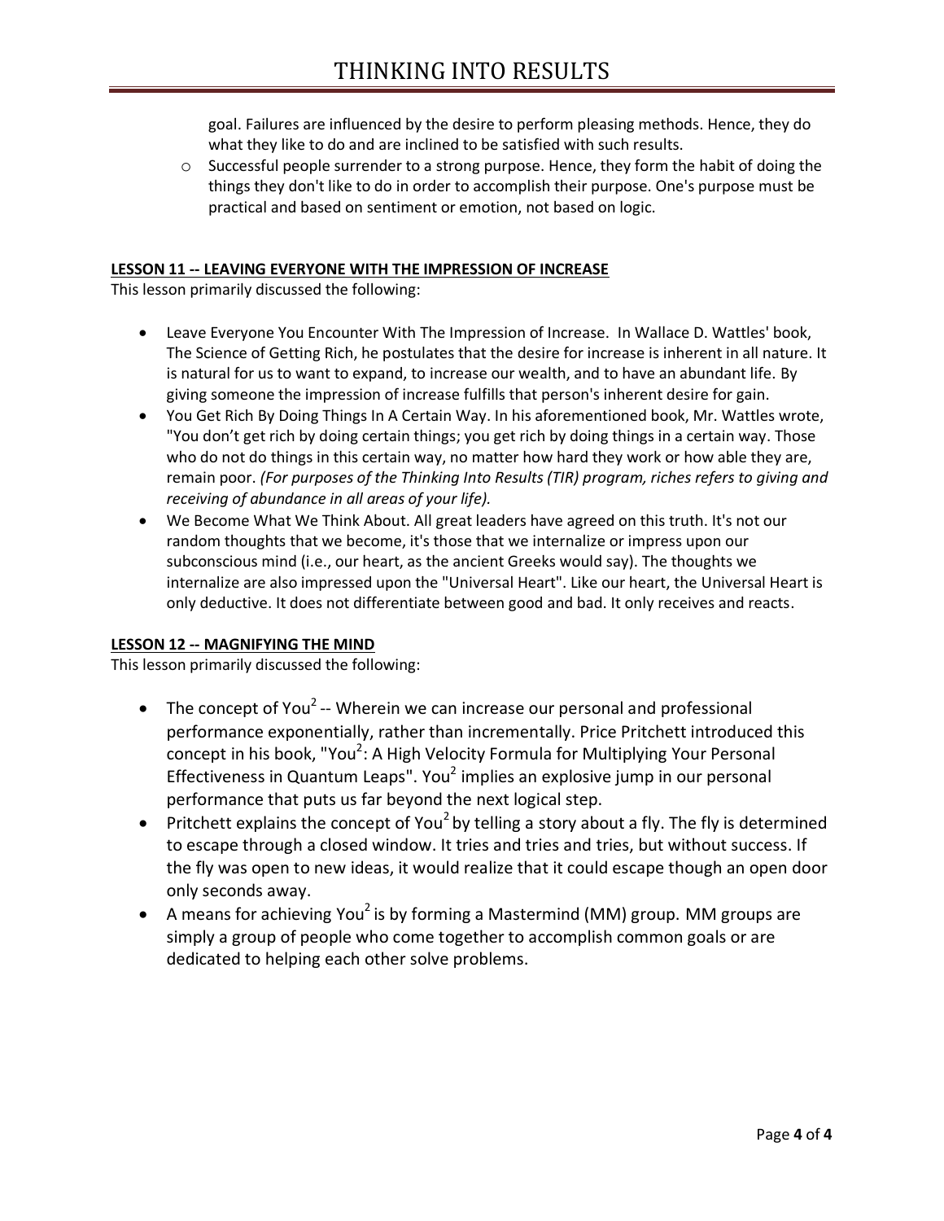goal. Failures are influenced by the desire to perform pleasing methods. Hence, they do what they like to do and are inclined to be satisfied with such results.

  - Successful people surrender to a strong purpose. Hence, they form the habit of doing the things they don't like to do in order to accomplish their purpose. One's purpose must be practical and based on sentiment or emotion, not based on logic.

**LESSON 11 -- LEAVING EVERYONE WITH THE IMPRESSION OF INCREASE**

This lesson primarily discussed the following:

- Leave Everyone You Encounter With The Impression of Increase. In Wallace D. Wattles' book, The Science of Getting Rich, he postulates that the desire for increase is inherent in all nature. It is natural for us to want to expand, to increase our wealth, and to have an abundant life. By giving someone the impression of increase fulfills that person's inherent desire for gain.
- You Get Rich By Doing Things In A Certain Way. In his aforementioned book, Mr. Wattles wrote, "You don't get rich by doing certain things; you get rich by doing things in a certain way. Those who do not do things in this certain way, no matter how hard they work or how able they are, remain poor. *(For purposes of the Thinking Into Results (TIR) program, riches refers to giving and receiving of abundance in all areas of your life).*
- We Become What We Think About. All great leaders have agreed on this truth. It's not our random thoughts that we become, it's those that we internalize or impress upon our subconscious mind (i.e., our heart, as the ancient Greeks would say). The thoughts we internalize are also impressed upon the "Universal Heart". Like our heart, the Universal Heart is only deductive. It does not differentiate between good and bad. It only receives and reacts.

**LESSON 12 -- MAGNIFYING THE MIND**

This lesson primarily discussed the following:

- The concept of You$^2$ -- Wherein we can increase our personal and professional performance exponentially, rather than incrementally. Price Pritchett introduced this concept in his book, "You$^2$: A High Velocity Formula for Multiplying Your Personal Effectiveness in Quantum Leaps". You$^2$ implies an explosive jump in our personal performance that puts us far beyond the next logical step.
- Pritchett explains the concept of You$^2$ by telling a story about a fly. The fly is determined to escape through a closed window. It tries and tries and tries, but without success. If the fly was open to new ideas, it would realize that it could escape though an open door only seconds away.
- A means for achieving You$^2$ is by forming a Mastermind (MM) group. MM groups are simply a group of people who come together to accomplish common goals or are dedicated to helping each other solve problems.